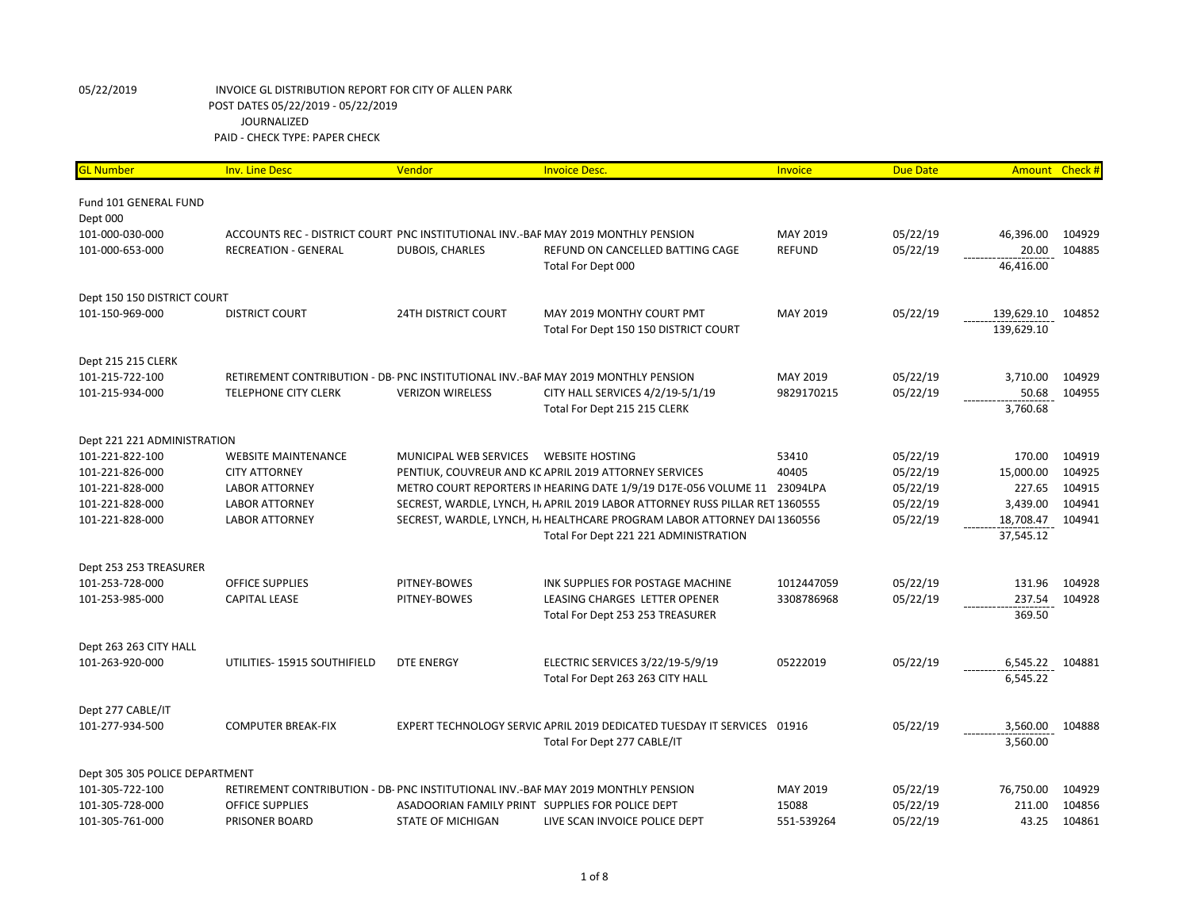05/22/2019 INVOICE GL DISTRIBUTION REPORT FOR CITY OF ALLEN PARK
POST DATES 05/22/2019 - 05/22/2019
JOURNALIZED
PAID - CHECK TYPE: PAPER CHECK

| GL Number | Inv. Line Desc | Vendor | Invoice Desc. | Invoice | Due Date | Amount | Check # |
|---|---|---|---|---|---|---|---|
| Fund 101 GENERAL FUND | | | | | | | |
| Dept 000 | | | | | | | |
| 101-000-030-000 | ACCOUNTS REC - DISTRICT COURT | PNC INSTITUTIONAL INV.-BAF | MAY 2019 MONTHLY PENSION | MAY 2019 | 05/22/19 | 46,396.00 | 104929 |
| 101-000-653-000 | RECREATION - GENERAL | DUBOIS, CHARLES | REFUND ON CANCELLED BATTING CAGE | REFUND | 05/22/19 | 20.00 | 104885 |
| | | | Total For Dept 000 | | | 46,416.00 | |
| Dept 150 150 DISTRICT COURT | | | | | | | |
| 101-150-969-000 | DISTRICT COURT | 24TH DISTRICT COURT | MAY 2019 MONTHY COURT PMT | MAY 2019 | 05/22/19 | 139,629.10 | 104852 |
| | | | Total For Dept 150 150 DISTRICT COURT | | | 139,629.10 | |
| Dept 215 215 CLERK | | | | | | | |
| 101-215-722-100 | RETIREMENT CONTRIBUTION - DB- | PNC INSTITUTIONAL INV.-BAF | MAY 2019 MONTHLY PENSION | MAY 2019 | 05/22/19 | 3,710.00 | 104929 |
| 101-215-934-000 | TELEPHONE CITY CLERK | VERIZON WIRELESS | CITY HALL SERVICES 4/2/19-5/1/19 | 9829170215 | 05/22/19 | 50.68 | 104955 |
| | | | Total For Dept 215 215 CLERK | | | 3,760.68 | |
| Dept 221 221 ADMINISTRATION | | | | | | | |
| 101-221-822-100 | WEBSITE MAINTENANCE | MUNICIPAL WEB SERVICES | WEBSITE HOSTING | 53410 | 05/22/19 | 170.00 | 104919 |
| 101-221-826-000 | CITY ATTORNEY | PENTIUK, COUVREUR AND KC | APRIL 2019 ATTORNEY SERVICES | 40405 | 05/22/19 | 15,000.00 | 104925 |
| 101-221-828-000 | LABOR ATTORNEY | METRO COURT REPORTERS IN | HEARING DATE 1/9/19 D17E-056 VOLUME 11 | 23094LPA | 05/22/19 | 227.65 | 104915 |
| 101-221-828-000 | LABOR ATTORNEY | SECREST, WARDLE, LYNCH, H | APRIL 2019 LABOR ATTORNEY RUSS PILLAR RET | 1360555 | 05/22/19 | 3,439.00 | 104941 |
| 101-221-828-000 | LABOR ATTORNEY | SECREST, WARDLE, LYNCH, H | HEALTHCARE PROGRAM LABOR ATTORNEY DAI | 1360556 | 05/22/19 | 18,708.47 | 104941 |
| | | | Total For Dept 221 221 ADMINISTRATION | | | 37,545.12 | |
| Dept 253 253 TREASURER | | | | | | | |
| 101-253-728-000 | OFFICE SUPPLIES | PITNEY-BOWES | INK SUPPLIES FOR POSTAGE MACHINE | 1012447059 | 05/22/19 | 131.96 | 104928 |
| 101-253-985-000 | CAPITAL LEASE | PITNEY-BOWES | LEASING CHARGES LETTER OPENER | 3308786968 | 05/22/19 | 237.54 | 104928 |
| | | | Total For Dept 253 253 TREASURER | | | 369.50 | |
| Dept 263 263 CITY HALL | | | | | | | |
| 101-263-920-000 | UTILITIES- 15915 SOUTHIFIELD | DTE ENERGY | ELECTRIC SERVICES 3/22/19-5/9/19 | 05222019 | 05/22/19 | 6,545.22 | 104881 |
| | | | Total For Dept 263 263 CITY HALL | | | 6,545.22 | |
| Dept 277 CABLE/IT | | | | | | | |
| 101-277-934-500 | COMPUTER BREAK-FIX | EXPERT TECHNOLOGY SERVIC | APRIL 2019 DEDICATED TUESDAY IT SERVICES | 01916 | 05/22/19 | 3,560.00 | 104888 |
| | | | Total For Dept 277 CABLE/IT | | | 3,560.00 | |
| Dept 305 305 POLICE DEPARTMENT | | | | | | | |
| 101-305-722-100 | RETIREMENT CONTRIBUTION - DB- | PNC INSTITUTIONAL INV.-BAF | MAY 2019 MONTHLY PENSION | MAY 2019 | 05/22/19 | 76,750.00 | 104929 |
| 101-305-728-000 | OFFICE SUPPLIES | ASADOORIAN FAMILY PRINT | SUPPLIES FOR POLICE DEPT | 15088 | 05/22/19 | 211.00 | 104856 |
| 101-305-761-000 | PRISONER BOARD | STATE OF MICHIGAN | LIVE SCAN INVOICE POLICE DEPT | 551-539264 | 05/22/19 | 43.25 | 104861 |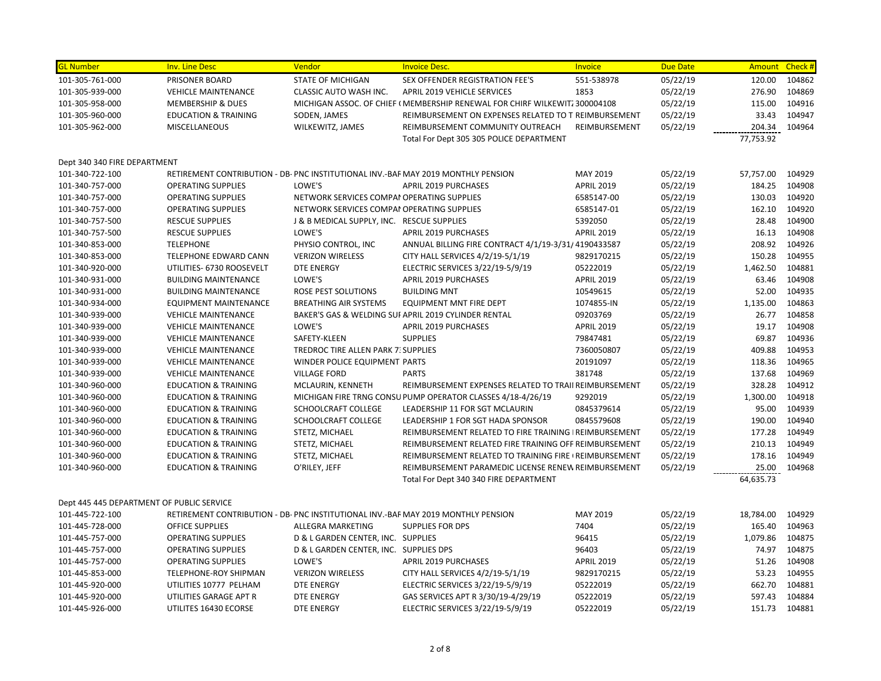| GL Number | Inv. Line Desc | Vendor | Invoice Desc. | Invoice | Due Date | Amount | Check # |
|---|---|---|---|---|---|---|---|
| 101-305-761-000 | PRISONER BOARD | STATE OF MICHIGAN | SEX OFFENDER REGISTRATION FEE'S | 551-538978 | 05/22/19 | 120.00 | 104862 |
| 101-305-939-000 | VEHICLE MAINTENANCE | CLASSIC AUTO WASH INC. | APRIL 2019 VEHICLE SERVICES | 1853 | 05/22/19 | 276.90 | 104869 |
| 101-305-958-000 | MEMBERSHIP & DUES | MICHIGAN ASSOC. OF CHIEF ( | MEMBERSHIP RENEWAL FOR CHIRF WILKEWITZ | 300004108 | 05/22/19 | 115.00 | 104916 |
| 101-305-960-000 | EDUCATION & TRAINING | SODEN, JAMES | REIMBURSEMENT ON EXPENSES RELATED TO T | REIMBURSEMENT | 05/22/19 | 33.43 | 104947 |
| 101-305-962-000 | MISCELLANEOUS | WILKEWITZ, JAMES | REIMBURSEMENT COMMUNITY OUTREACH | REIMBURSEMENT | 05/22/19 | 204.34 | 104964 |
| | | | Total For Dept 305 305 POLICE DEPARTMENT | | | 77,753.92 | |
| Dept 340 340 FIRE DEPARTMENT | | | | | | | |
| 101-340-722-100 | RETIREMENT CONTRIBUTION - DB- | PNC INSTITUTIONAL INV.-BAF | MAY 2019 MONTHLY PENSION | MAY 2019 | 05/22/19 | 57,757.00 | 104929 |
| 101-340-757-000 | OPERATING SUPPLIES | LOWE'S | APRIL 2019 PURCHASES | APRIL 2019 | 05/22/19 | 184.25 | 104908 |
| 101-340-757-000 | OPERATING SUPPLIES | NETWORK SERVICES COMPAN | OPERATING SUPPLIES | 6585147-00 | 05/22/19 | 130.03 | 104920 |
| 101-340-757-000 | OPERATING SUPPLIES | NETWORK SERVICES COMPAN | OPERATING SUPPLIES | 6585147-01 | 05/22/19 | 162.10 | 104920 |
| 101-340-757-500 | RESCUE SUPPLIES | J & B MEDICAL SUPPLY, INC. | RESCUE SUPPLIES | 5392050 | 05/22/19 | 28.48 | 104900 |
| 101-340-757-500 | RESCUE SUPPLIES | LOWE'S | APRIL 2019 PURCHASES | APRIL 2019 | 05/22/19 | 16.13 | 104908 |
| 101-340-853-000 | TELEPHONE | PHYSIO CONTROL, INC | ANNUAL BILLING FIRE CONTRACT 4/1/19-3/31/ | 4190433587 | 05/22/19 | 208.92 | 104926 |
| 101-340-853-000 | TELEPHONE EDWARD CANN | VERIZON WIRELESS | CITY HALL SERVICES 4/2/19-5/1/19 | 9829170215 | 05/22/19 | 150.28 | 104955 |
| 101-340-920-000 | UTILITIES- 6730 ROOSEVELT | DTE ENERGY | ELECTRIC SERVICES 3/22/19-5/9/19 | 05222019 | 05/22/19 | 1,462.50 | 104881 |
| 101-340-931-000 | BUILDING MAINTENANCE | LOWE'S | APRIL 2019 PURCHASES | APRIL 2019 | 05/22/19 | 63.46 | 104908 |
| 101-340-931-000 | BUILDING MAINTENANCE | ROSE PEST SOLUTIONS | BUILDING MNT | 10549615 | 05/22/19 | 52.00 | 104935 |
| 101-340-934-000 | EQUIPMENT MAINTENANCE | BREATHING AIR SYSTEMS | EQUIPMENT MNT FIRE DEPT | 1074855-IN | 05/22/19 | 1,135.00 | 104863 |
| 101-340-939-000 | VEHICLE MAINTENANCE | BAKER'S GAS & WELDING SUF | APRIL 2019 CYLINDER RENTAL | 09203769 | 05/22/19 | 26.77 | 104858 |
| 101-340-939-000 | VEHICLE MAINTENANCE | LOWE'S | APRIL 2019 PURCHASES | APRIL 2019 | 05/22/19 | 19.17 | 104908 |
| 101-340-939-000 | VEHICLE MAINTENANCE | SAFETY-KLEEN | SUPPLIES | 79847481 | 05/22/19 | 69.87 | 104936 |
| 101-340-939-000 | VEHICLE MAINTENANCE | TREDROC TIRE ALLEN PARK 7: | SUPPLIES | 7360050807 | 05/22/19 | 409.88 | 104953 |
| 101-340-939-000 | VEHICLE MAINTENANCE | WINDER POLICE EQUIPMENT | PARTS | 20191097 | 05/22/19 | 118.36 | 104965 |
| 101-340-939-000 | VEHICLE MAINTENANCE | VILLAGE FORD | PARTS | 381748 | 05/22/19 | 137.68 | 104969 |
| 101-340-960-000 | EDUCATION & TRAINING | MCLAURIN, KENNETH | REIMBURSEMENT EXPENSES RELATED TO TRAII | REIMBURSEMENT | 05/22/19 | 328.28 | 104912 |
| 101-340-960-000 | EDUCATION & TRAINING | MICHIGAN FIRE TRNG CONSU | PUMP OPERATOR CLASSES 4/18-4/26/19 | 9292019 | 05/22/19 | 1,300.00 | 104918 |
| 101-340-960-000 | EDUCATION & TRAINING | SCHOOLCRAFT COLLEGE | LEADERSHIP 11 FOR SGT MCLAURIN | 0845379614 | 05/22/19 | 95.00 | 104939 |
| 101-340-960-000 | EDUCATION & TRAINING | SCHOOLCRAFT COLLEGE | LEADERSHIP 1 FOR SGT HADA SPONSOR | 0845579608 | 05/22/19 | 190.00 | 104940 |
| 101-340-960-000 | EDUCATION & TRAINING | STETZ, MICHAEL | REIMBURSEMENT RELATED TO FIRE TRAINING I | REIMBURSEMENT | 05/22/19 | 177.28 | 104949 |
| 101-340-960-000 | EDUCATION & TRAINING | STETZ, MICHAEL | REIMBURSEMENT RELATED FIRE TRAINING OFF | REIMBURSEMENT | 05/22/19 | 210.13 | 104949 |
| 101-340-960-000 | EDUCATION & TRAINING | STETZ, MICHAEL | REIMBURSEMENT RELATED TO TRAINING FIRE ( | REIMBURSEMENT | 05/22/19 | 178.16 | 104949 |
| 101-340-960-000 | EDUCATION & TRAINING | O'RILEY, JEFF | REIMBURSEMENT PARAMEDIC LICENSE RENEW | REIMBURSEMENT | 05/22/19 | 25.00 | 104968 |
| | | | Total For Dept 340 340 FIRE DEPARTMENT | | | 64,635.73 | |
| Dept 445 445 DEPARTMENT OF PUBLIC SERVICE | | | | | | | |
| 101-445-722-100 | RETIREMENT CONTRIBUTION - DB- | PNC INSTITUTIONAL INV.-BAF | MAY 2019 MONTHLY PENSION | MAY 2019 | 05/22/19 | 18,784.00 | 104929 |
| 101-445-728-000 | OFFICE SUPPLIES | ALLEGRA MARKETING | SUPPLIES FOR DPS | 7404 | 05/22/19 | 165.40 | 104963 |
| 101-445-757-000 | OPERATING SUPPLIES | D & L GARDEN CENTER, INC. | SUPPLIES | 96415 | 05/22/19 | 1,079.86 | 104875 |
| 101-445-757-000 | OPERATING SUPPLIES | D & L GARDEN CENTER, INC. | SUPPLIES DPS | 96403 | 05/22/19 | 74.97 | 104875 |
| 101-445-757-000 | OPERATING SUPPLIES | LOWE'S | APRIL 2019 PURCHASES | APRIL 2019 | 05/22/19 | 51.26 | 104908 |
| 101-445-853-000 | TELEPHONE-ROY SHIPMAN | VERIZON WIRELESS | CITY HALL SERVICES 4/2/19-5/1/19 | 9829170215 | 05/22/19 | 53.23 | 104955 |
| 101-445-920-000 | UTILITIES 10777 PELHAM | DTE ENERGY | ELECTRIC SERVICES 3/22/19-5/9/19 | 05222019 | 05/22/19 | 662.70 | 104881 |
| 101-445-920-000 | UTILITIES GARAGE APT R | DTE ENERGY | GAS SERVICES APT R 3/30/19-4/29/19 | 05222019 | 05/22/19 | 597.43 | 104884 |
| 101-445-926-000 | UTILITES 16430 ECORSE | DTE ENERGY | ELECTRIC SERVICES 3/22/19-5/9/19 | 05222019 | 05/22/19 | 151.73 | 104881 |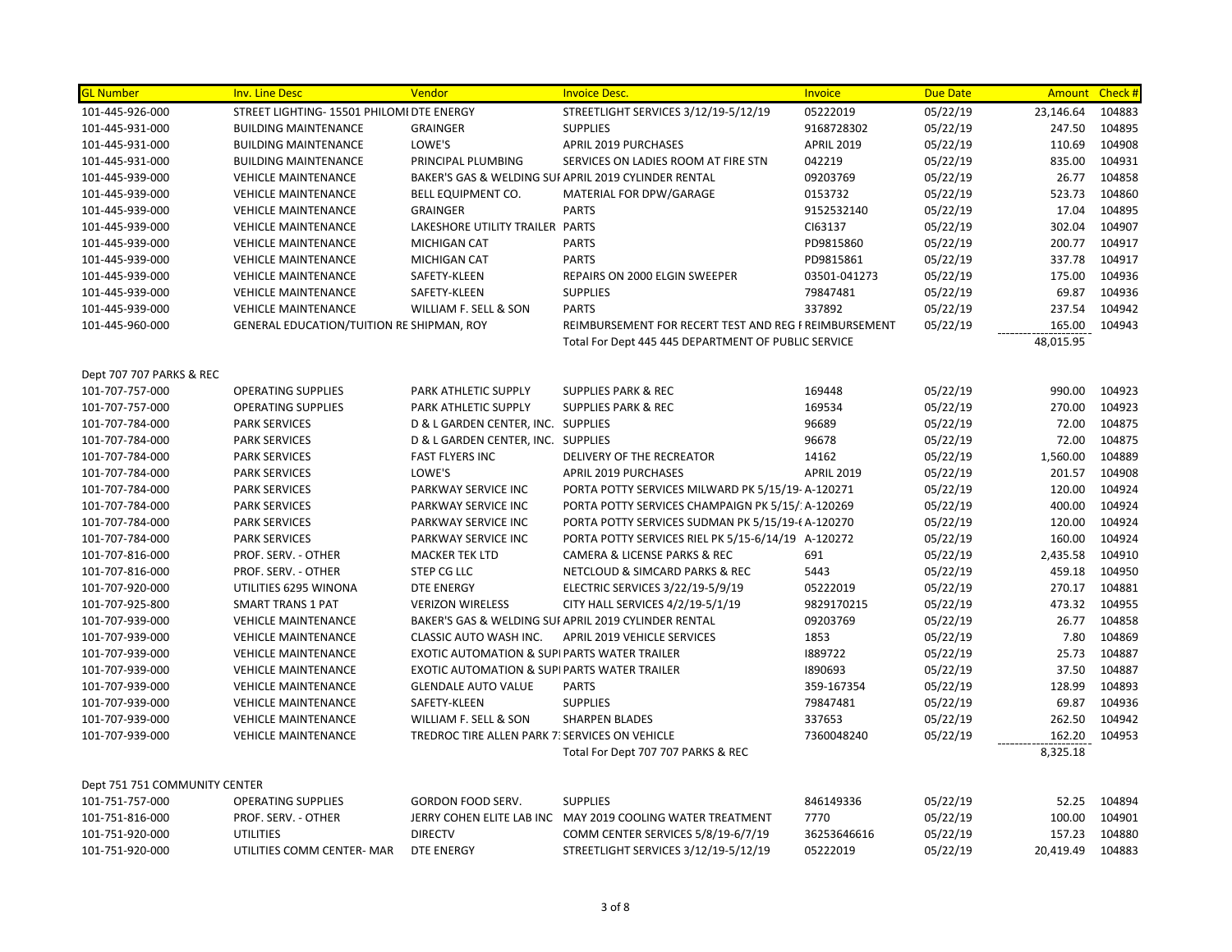| GL Number | Inv. Line Desc | Vendor | Invoice Desc. | Invoice | Due Date | Amount | Check # |
|---|---|---|---|---|---|---|---|
| 101-445-926-000 | STREET LIGHTING- 15501 PHILOMI DTE ENERGY | | STREETLIGHT SERVICES 3/12/19-5/12/19 | 05222019 | 05/22/19 | 23,146.64 | 104883 |
| 101-445-931-000 | BUILDING MAINTENANCE | GRAINGER | SUPPLIES | 9168728302 | 05/22/19 | 247.50 | 104895 |
| 101-445-931-000 | BUILDING MAINTENANCE | LOWE'S | APRIL 2019 PURCHASES | APRIL 2019 | 05/22/19 | 110.69 | 104908 |
| 101-445-931-000 | BUILDING MAINTENANCE | PRINCIPAL PLUMBING | SERVICES ON LADIES ROOM AT FIRE STN | 042219 | 05/22/19 | 835.00 | 104931 |
| 101-445-939-000 | VEHICLE MAINTENANCE | BAKER'S GAS & WELDING SUI | APRIL 2019 CYLINDER RENTAL | 09203769 | 05/22/19 | 26.77 | 104858 |
| 101-445-939-000 | VEHICLE MAINTENANCE | BELL EQUIPMENT CO. | MATERIAL FOR DPW/GARAGE | 0153732 | 05/22/19 | 523.73 | 104860 |
| 101-445-939-000 | VEHICLE MAINTENANCE | GRAINGER | PARTS | 9152532140 | 05/22/19 | 17.04 | 104895 |
| 101-445-939-000 | VEHICLE MAINTENANCE | LAKESHORE UTILITY TRAILER | PARTS | CI63137 | 05/22/19 | 302.04 | 104907 |
| 101-445-939-000 | VEHICLE MAINTENANCE | MICHIGAN CAT | PARTS | PD9815860 | 05/22/19 | 200.77 | 104917 |
| 101-445-939-000 | VEHICLE MAINTENANCE | MICHIGAN CAT | PARTS | PD9815861 | 05/22/19 | 337.78 | 104917 |
| 101-445-939-000 | VEHICLE MAINTENANCE | SAFETY-KLEEN | REPAIRS ON 2000 ELGIN SWEEPER | 03501-041273 | 05/22/19 | 175.00 | 104936 |
| 101-445-939-000 | VEHICLE MAINTENANCE | SAFETY-KLEEN | SUPPLIES | 79847481 | 05/22/19 | 69.87 | 104936 |
| 101-445-939-000 | VEHICLE MAINTENANCE | WILLIAM F. SELL & SON | PARTS | 337892 | 05/22/19 | 237.54 | 104942 |
| 101-445-960-000 | GENERAL EDUCATION/TUITION RE SHIPMAN, ROY | | REIMBURSEMENT FOR RECERT TEST AND REG F REIMBURSEMENT | | 05/22/19 | 165.00 | 104943 |
| | | | Total For Dept 445 445 DEPARTMENT OF PUBLIC SERVICE | | | 48,015.95 | |
| Dept 707 707 PARKS & REC | | | | | | | |
| 101-707-757-000 | OPERATING SUPPLIES | PARK ATHLETIC SUPPLY | SUPPLIES PARK & REC | 169448 | 05/22/19 | 990.00 | 104923 |
| 101-707-757-000 | OPERATING SUPPLIES | PARK ATHLETIC SUPPLY | SUPPLIES PARK & REC | 169534 | 05/22/19 | 270.00 | 104923 |
| 101-707-784-000 | PARK SERVICES | D & L GARDEN CENTER, INC. | SUPPLIES | 96689 | 05/22/19 | 72.00 | 104875 |
| 101-707-784-000 | PARK SERVICES | D & L GARDEN CENTER, INC. | SUPPLIES | 96678 | 05/22/19 | 72.00 | 104875 |
| 101-707-784-000 | PARK SERVICES | FAST FLYERS INC | DELIVERY OF THE RECREATOR | 14162 | 05/22/19 | 1,560.00 | 104889 |
| 101-707-784-000 | PARK SERVICES | LOWE'S | APRIL 2019 PURCHASES | APRIL 2019 | 05/22/19 | 201.57 | 104908 |
| 101-707-784-000 | PARK SERVICES | PARKWAY SERVICE INC | PORTA POTTY SERVICES MILWARD PK 5/15/19- | A-120271 | 05/22/19 | 120.00 | 104924 |
| 101-707-784-000 | PARK SERVICES | PARKWAY SERVICE INC | PORTA POTTY SERVICES CHAMPAIGN PK 5/15/: | A-120269 | 05/22/19 | 400.00 | 104924 |
| 101-707-784-000 | PARK SERVICES | PARKWAY SERVICE INC | PORTA POTTY SERVICES SUDMAN PK 5/15/19-( | A-120270 | 05/22/19 | 120.00 | 104924 |
| 101-707-784-000 | PARK SERVICES | PARKWAY SERVICE INC | PORTA POTTY SERVICES RIEL PK 5/15-6/14/19 | A-120272 | 05/22/19 | 160.00 | 104924 |
| 101-707-816-000 | PROF. SERV. - OTHER | MACKER TEK LTD | CAMERA & LICENSE PARKS & REC | 691 | 05/22/19 | 2,435.58 | 104910 |
| 101-707-816-000 | PROF. SERV. - OTHER | STEP CG LLC | NETCLOUD & SIMCARD PARKS & REC | 5443 | 05/22/19 | 459.18 | 104950 |
| 101-707-920-000 | UTILITIES 6295 WINONA | DTE ENERGY | ELECTRIC SERVICES 3/22/19-5/9/19 | 05222019 | 05/22/19 | 270.17 | 104881 |
| 101-707-925-800 | SMART TRANS 1 PAT | VERIZON WIRELESS | CITY HALL SERVICES 4/2/19-5/1/19 | 9829170215 | 05/22/19 | 473.32 | 104955 |
| 101-707-939-000 | VEHICLE MAINTENANCE | BAKER'S GAS & WELDING SUI | APRIL 2019 CYLINDER RENTAL | 09203769 | 05/22/19 | 26.77 | 104858 |
| 101-707-939-000 | VEHICLE MAINTENANCE | CLASSIC AUTO WASH INC. | APRIL 2019 VEHICLE SERVICES | 1853 | 05/22/19 | 7.80 | 104869 |
| 101-707-939-000 | VEHICLE MAINTENANCE | EXOTIC AUTOMATION & SUPI | PARTS WATER TRAILER | I889722 | 05/22/19 | 25.73 | 104887 |
| 101-707-939-000 | VEHICLE MAINTENANCE | EXOTIC AUTOMATION & SUPI | PARTS WATER TRAILER | I890693 | 05/22/19 | 37.50 | 104887 |
| 101-707-939-000 | VEHICLE MAINTENANCE | GLENDALE AUTO VALUE | PARTS | 359-167354 | 05/22/19 | 128.99 | 104893 |
| 101-707-939-000 | VEHICLE MAINTENANCE | SAFETY-KLEEN | SUPPLIES | 79847481 | 05/22/19 | 69.87 | 104936 |
| 101-707-939-000 | VEHICLE MAINTENANCE | WILLIAM F. SELL & SON | SHARPEN BLADES | 337653 | 05/22/19 | 262.50 | 104942 |
| 101-707-939-000 | VEHICLE MAINTENANCE | TREDROC TIRE ALLEN PARK 7: | SERVICES ON VEHICLE | 7360048240 | 05/22/19 | 162.20 | 104953 |
| | | | Total For Dept 707 707 PARKS & REC | | | 8,325.18 | |
| Dept 751 751 COMMUNITY CENTER | | | | | | | |
| 101-751-757-000 | OPERATING SUPPLIES | GORDON FOOD SERV. | SUPPLIES | 846149336 | 05/22/19 | 52.25 | 104894 |
| 101-751-816-000 | PROF. SERV. - OTHER | JERRY COHEN ELITE LAB INC | MAY 2019 COOLING WATER TREATMENT | 7770 | 05/22/19 | 100.00 | 104901 |
| 101-751-920-000 | UTILITIES | DIRECTV | COMM CENTER SERVICES 5/8/19-6/7/19 | 36253646616 | 05/22/19 | 157.23 | 104880 |
| 101-751-920-000 | UTILITIES COMM CENTER- MAR | DTE ENERGY | STREETLIGHT SERVICES 3/12/19-5/12/19 | 05222019 | 05/22/19 | 20,419.49 | 104883 |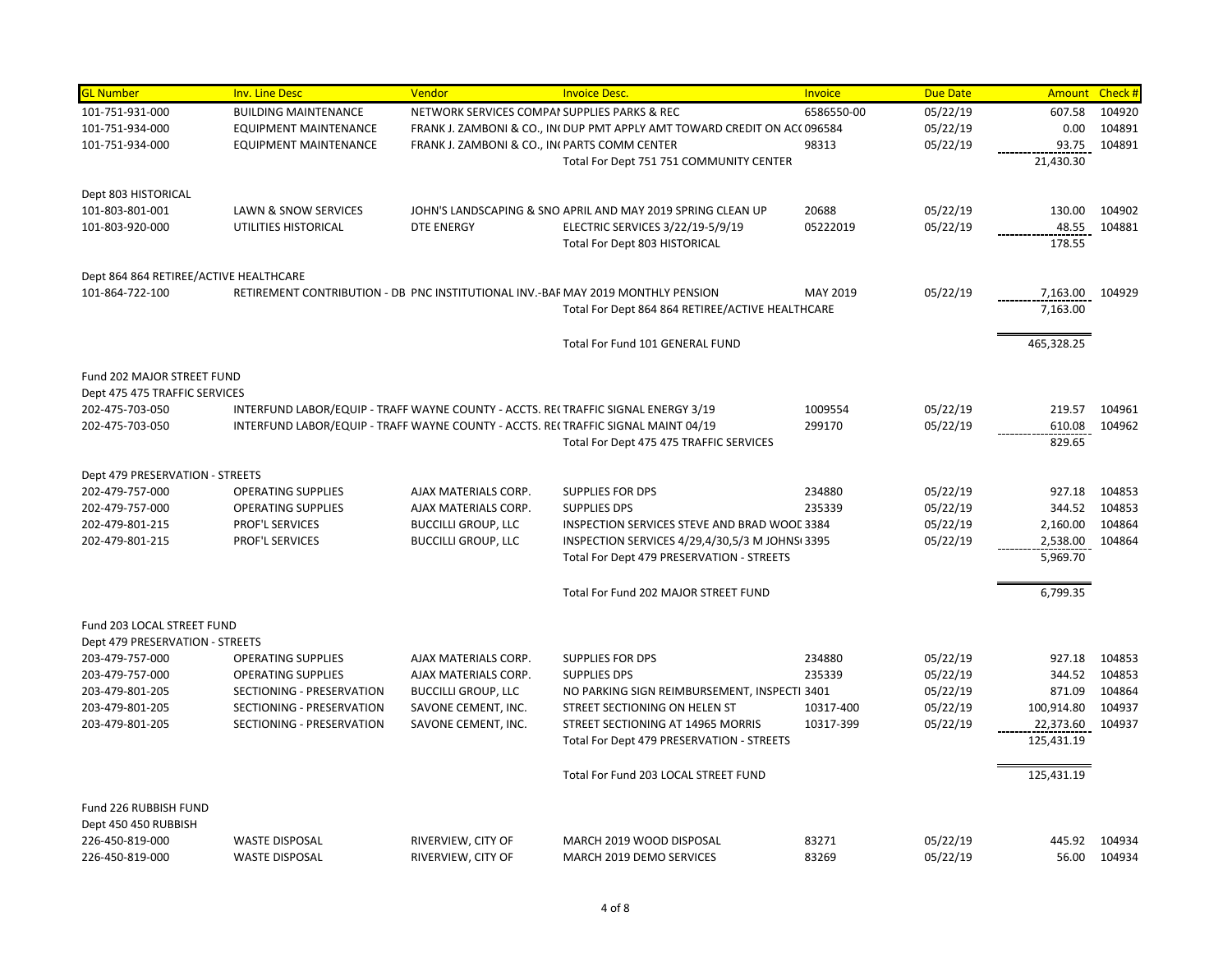| GL Number | Inv. Line Desc | Vendor | Invoice Desc. | Invoice | Due Date | Amount | Check # |
|---|---|---|---|---|---|---|---|
| 101-751-931-000 | BUILDING MAINTENANCE | NETWORK SERVICES COMPAI | SUPPLIES PARKS & REC | 6586550-00 | 05/22/19 | 607.58 | 104920 |
| 101-751-934-000 | EQUIPMENT MAINTENANCE | FRANK J. ZAMBONI & CO., IN( | DUP PMT APPLY AMT TOWARD CREDIT ON AC( | 096584 | 05/22/19 | 0.00 | 104891 |
| 101-751-934-000 | EQUIPMENT MAINTENANCE | FRANK J. ZAMBONI & CO., IN( | PARTS COMM CENTER | 98313 | 05/22/19 | 93.75 | 104891 |
| | | | Total For Dept 751 751 COMMUNITY CENTER | | | 21,430.30 | |
| Dept 803 HISTORICAL | | | | | | | |
| 101-803-801-001 | LAWN & SNOW SERVICES | JOHN'S LANDSCAPING & SNO | APRIL AND MAY 2019 SPRING CLEAN UP | 20688 | 05/22/19 | 130.00 | 104902 |
| 101-803-920-000 | UTILITIES HISTORICAL | DTE ENERGY | ELECTRIC SERVICES 3/22/19-5/9/19 | 05222019 | 05/22/19 | 48.55 | 104881 |
| | | | Total For Dept 803 HISTORICAL | | | 178.55 | |
| Dept 864 864 RETIREE/ACTIVE HEALTHCARE | | | | | | | |
| 101-864-722-100 | RETIREMENT CONTRIBUTION - DB | PNC INSTITUTIONAL INV.-BAF | MAY 2019 MONTHLY PENSION | MAY 2019 | 05/22/19 | 7,163.00 | 104929 |
| | | | Total For Dept 864 864 RETIREE/ACTIVE HEALTHCARE | | | 7,163.00 | |
| | | | Total For Fund 101 GENERAL FUND | | | 465,328.25 | |
| Fund 202 MAJOR STREET FUND | | | | | | | |
| Dept 475 475 TRAFFIC SERVICES | | | | | | | |
| 202-475-703-050 | INTERFUND LABOR/EQUIP - TRAFF | WAYNE COUNTY - ACCTS. RE( | TRAFFIC SIGNAL ENERGY 3/19 | 1009554 | 05/22/19 | 219.57 | 104961 |
| 202-475-703-050 | INTERFUND LABOR/EQUIP - TRAFF | WAYNE COUNTY - ACCTS. RE( | TRAFFIC SIGNAL MAINT 04/19 | 299170 | 05/22/19 | 610.08 | 104962 |
| | | | Total For Dept 475 475 TRAFFIC SERVICES | | | 829.65 | |
| Dept 479 PRESERVATION - STREETS | | | | | | | |
| 202-479-757-000 | OPERATING SUPPLIES | AJAX MATERIALS CORP. | SUPPLIES FOR DPS | 234880 | 05/22/19 | 927.18 | 104853 |
| 202-479-757-000 | OPERATING SUPPLIES | AJAX MATERIALS CORP. | SUPPLIES DPS | 235339 | 05/22/19 | 344.52 | 104853 |
| 202-479-801-215 | PROF'L SERVICES | BUCCILLI GROUP, LLC | INSPECTION SERVICES STEVE AND BRAD WOOI | 3384 | 05/22/19 | 2,160.00 | 104864 |
| 202-479-801-215 | PROF'L SERVICES | BUCCILLI GROUP, LLC | INSPECTION SERVICES 4/29,4/30,5/3 M JOHNS( | 3395 | 05/22/19 | 2,538.00 | 104864 |
| | | | Total For Dept 479 PRESERVATION - STREETS | | | 5,969.70 | |
| | | | Total For Fund 202 MAJOR STREET FUND | | | 6,799.35 | |
| Fund 203 LOCAL STREET FUND | | | | | | | |
| Dept 479 PRESERVATION - STREETS | | | | | | | |
| 203-479-757-000 | OPERATING SUPPLIES | AJAX MATERIALS CORP. | SUPPLIES FOR DPS | 234880 | 05/22/19 | 927.18 | 104853 |
| 203-479-757-000 | OPERATING SUPPLIES | AJAX MATERIALS CORP. | SUPPLIES DPS | 235339 | 05/22/19 | 344.52 | 104853 |
| 203-479-801-205 | SECTIONING - PRESERVATION | BUCCILLI GROUP, LLC | NO PARKING SIGN REIMBURSEMENT, INSPECTI | 3401 | 05/22/19 | 871.09 | 104864 |
| 203-479-801-205 | SECTIONING - PRESERVATION | SAVONE CEMENT, INC. | STREET SECTIONING ON HELEN ST | 10317-400 | 05/22/19 | 100,914.80 | 104937 |
| 203-479-801-205 | SECTIONING - PRESERVATION | SAVONE CEMENT, INC. | STREET SECTIONING AT 14965 MORRIS | 10317-399 | 05/22/19 | 22,373.60 | 104937 |
| | | | Total For Dept 479 PRESERVATION - STREETS | | | 125,431.19 | |
| | | | Total For Fund 203 LOCAL STREET FUND | | | 125,431.19 | |
| Fund 226 RUBBISH FUND | | | | | | | |
| Dept 450 450 RUBBISH | | | | | | | |
| 226-450-819-000 | WASTE DISPOSAL | RIVERVIEW, CITY OF | MARCH 2019 WOOD DISPOSAL | 83271 | 05/22/19 | 445.92 | 104934 |
| 226-450-819-000 | WASTE DISPOSAL | RIVERVIEW, CITY OF | MARCH 2019 DEMO SERVICES | 83269 | 05/22/19 | 56.00 | 104934 |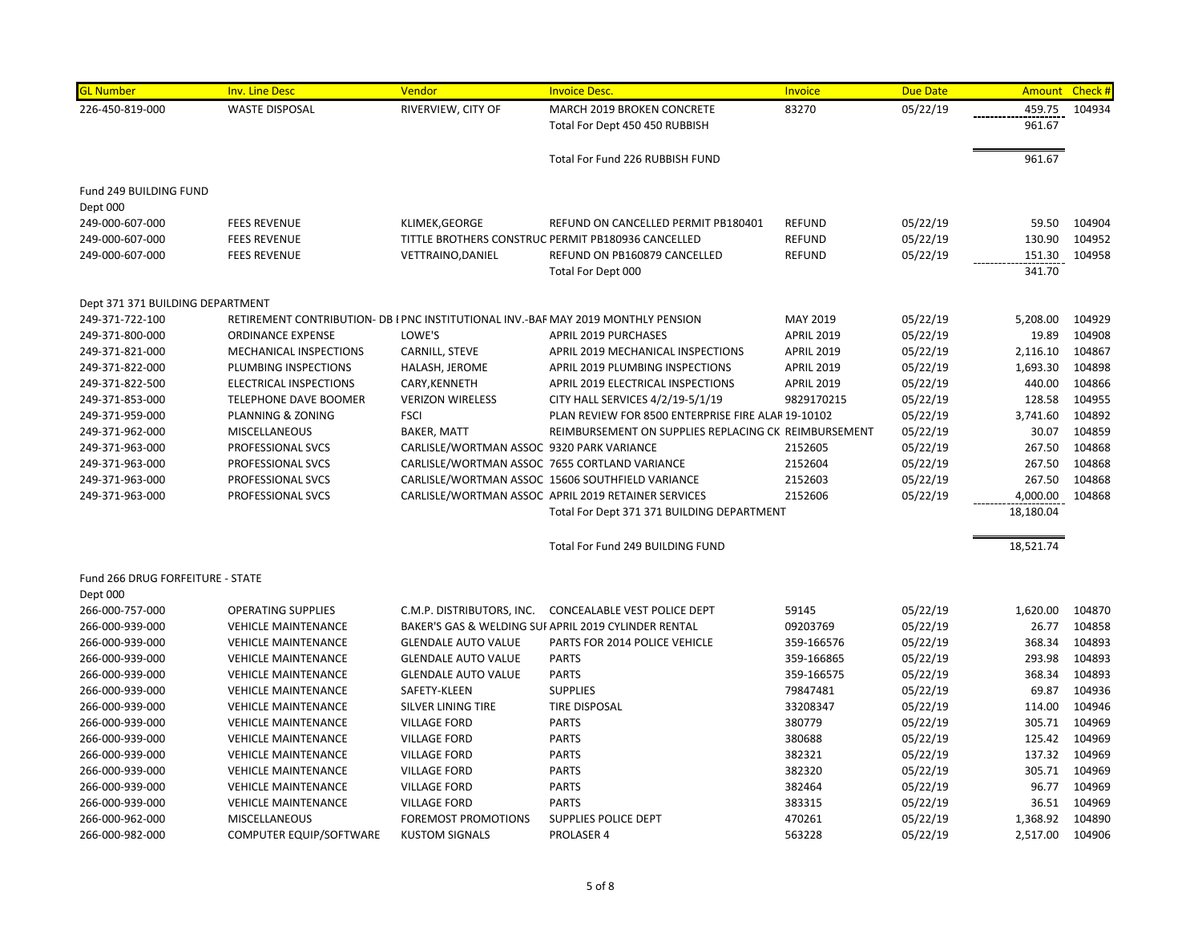| GL Number | Inv. Line Desc | Vendor | Invoice Desc. | Invoice | Due Date | Amount | Check # |
|---|---|---|---|---|---|---|---|
| 226-450-819-000 | WASTE DISPOSAL | RIVERVIEW, CITY OF | MARCH 2019 BROKEN CONCRETE | 83270 | 05/22/19 | 459.75 | 104934 |
| | | | Total For Dept 450 450 RUBBISH | | | 961.67 | |
| | | | | | | | |
| | | | Total For Fund 226 RUBBISH FUND | | | 961.67 | |
| | | | | | | | |
| Fund 249 BUILDING FUND | | | | | | | |
| Dept 000 | | | | | | | |
| 249-000-607-000 | FEES REVENUE | KLIMEK,GEORGE | REFUND ON CANCELLED PERMIT PB180401 | REFUND | 05/22/19 | 59.50 | 104904 |
| 249-000-607-000 | FEES REVENUE | TITTLE BROTHERS CONSTRUC | PERMIT PB180936 CANCELLED | REFUND | 05/22/19 | 130.90 | 104952 |
| 249-000-607-000 | FEES REVENUE | VETTRAINO,DANIEL | REFUND ON PB160879 CANCELLED | REFUND | 05/22/19 | 151.30 | 104958 |
| | | | Total For Dept 000 | | | 341.70 | |
| | | | | | | | |
| Dept 371 371 BUILDING DEPARTMENT | | | | | | | |
| 249-371-722-100 | RETIREMENT CONTRIBUTION- DB I | PNC INSTITUTIONAL INV.-BAF | MAY 2019 MONTHLY PENSION | MAY 2019 | 05/22/19 | 5,208.00 | 104929 |
| 249-371-800-000 | ORDINANCE EXPENSE | LOWE'S | APRIL 2019 PURCHASES | APRIL 2019 | 05/22/19 | 19.89 | 104908 |
| 249-371-821-000 | MECHANICAL INSPECTIONS | CARNILL, STEVE | APRIL 2019 MECHANICAL INSPECTIONS | APRIL 2019 | 05/22/19 | 2,116.10 | 104867 |
| 249-371-822-000 | PLUMBING INSPECTIONS | HALASH, JEROME | APRIL 2019 PLUMBING INSPECTIONS | APRIL 2019 | 05/22/19 | 1,693.30 | 104898 |
| 249-371-822-500 | ELECTRICAL INSPECTIONS | CARY,KENNETH | APRIL 2019 ELECTRICAL INSPECTIONS | APRIL 2019 | 05/22/19 | 440.00 | 104866 |
| 249-371-853-000 | TELEPHONE DAVE BOOMER | VERIZON WIRELESS | CITY HALL SERVICES 4/2/19-5/1/19 | 9829170215 | 05/22/19 | 128.58 | 104955 |
| 249-371-959-000 | PLANNING & ZONING | FSCI | PLAN REVIEW FOR 8500 ENTERPRISE FIRE ALAR | 19-10102 | 05/22/19 | 3,741.60 | 104892 |
| 249-371-962-000 | MISCELLANEOUS | BAKER, MATT | REIMBURSEMENT ON SUPPLIES REPLACING CK | REIMBURSEMENT | 05/22/19 | 30.07 | 104859 |
| 249-371-963-000 | PROFESSIONAL SVCS | CARLISLE/WORTMAN ASSOC | 9320 PARK VARIANCE | 2152605 | 05/22/19 | 267.50 | 104868 |
| 249-371-963-000 | PROFESSIONAL SVCS | CARLISLE/WORTMAN ASSOC | 7655 CORTLAND VARIANCE | 2152604 | 05/22/19 | 267.50 | 104868 |
| 249-371-963-000 | PROFESSIONAL SVCS | CARLISLE/WORTMAN ASSOC | 15606 SOUTHFIELD VARIANCE | 2152603 | 05/22/19 | 267.50 | 104868 |
| 249-371-963-000 | PROFESSIONAL SVCS | CARLISLE/WORTMAN ASSOC | APRIL 2019 RETAINER SERVICES | 2152606 | 05/22/19 | 4,000.00 | 104868 |
| | | | Total For Dept 371 371 BUILDING DEPARTMENT | | | 18,180.04 | |
| | | | | | | | |
| | | | Total For Fund 249 BUILDING FUND | | | 18,521.74 | |
| | | | | | | | |
| Fund 266 DRUG FORFEITURE - STATE | | | | | | | |
| Dept 000 | | | | | | | |
| 266-000-757-000 | OPERATING SUPPLIES | C.M.P. DISTRIBUTORS, INC. | CONCEALABLE VEST POLICE DEPT | 59145 | 05/22/19 | 1,620.00 | 104870 |
| 266-000-939-000 | VEHICLE MAINTENANCE | BAKER'S GAS & WELDING SUI | APRIL 2019 CYLINDER RENTAL | 09203769 | 05/22/19 | 26.77 | 104858 |
| 266-000-939-000 | VEHICLE MAINTENANCE | GLENDALE AUTO VALUE | PARTS FOR 2014 POLICE VEHICLE | 359-166576 | 05/22/19 | 368.34 | 104893 |
| 266-000-939-000 | VEHICLE MAINTENANCE | GLENDALE AUTO VALUE | PARTS | 359-166865 | 05/22/19 | 293.98 | 104893 |
| 266-000-939-000 | VEHICLE MAINTENANCE | GLENDALE AUTO VALUE | PARTS | 359-166575 | 05/22/19 | 368.34 | 104893 |
| 266-000-939-000 | VEHICLE MAINTENANCE | SAFETY-KLEEN | SUPPLIES | 79847481 | 05/22/19 | 69.87 | 104936 |
| 266-000-939-000 | VEHICLE MAINTENANCE | SILVER LINING TIRE | TIRE DISPOSAL | 33208347 | 05/22/19 | 114.00 | 104946 |
| 266-000-939-000 | VEHICLE MAINTENANCE | VILLAGE FORD | PARTS | 380779 | 05/22/19 | 305.71 | 104969 |
| 266-000-939-000 | VEHICLE MAINTENANCE | VILLAGE FORD | PARTS | 380688 | 05/22/19 | 125.42 | 104969 |
| 266-000-939-000 | VEHICLE MAINTENANCE | VILLAGE FORD | PARTS | 382321 | 05/22/19 | 137.32 | 104969 |
| 266-000-939-000 | VEHICLE MAINTENANCE | VILLAGE FORD | PARTS | 382320 | 05/22/19 | 305.71 | 104969 |
| 266-000-939-000 | VEHICLE MAINTENANCE | VILLAGE FORD | PARTS | 382464 | 05/22/19 | 96.77 | 104969 |
| 266-000-939-000 | VEHICLE MAINTENANCE | VILLAGE FORD | PARTS | 383315 | 05/22/19 | 36.51 | 104969 |
| 266-000-962-000 | MISCELLANEOUS | FOREMOST PROMOTIONS | SUPPLIES POLICE DEPT | 470261 | 05/22/19 | 1,368.92 | 104890 |
| 266-000-982-000 | COMPUTER EQUIP/SOFTWARE | KUSTOM SIGNALS | PROLASER 4 | 563228 | 05/22/19 | 2,517.00 | 104906 |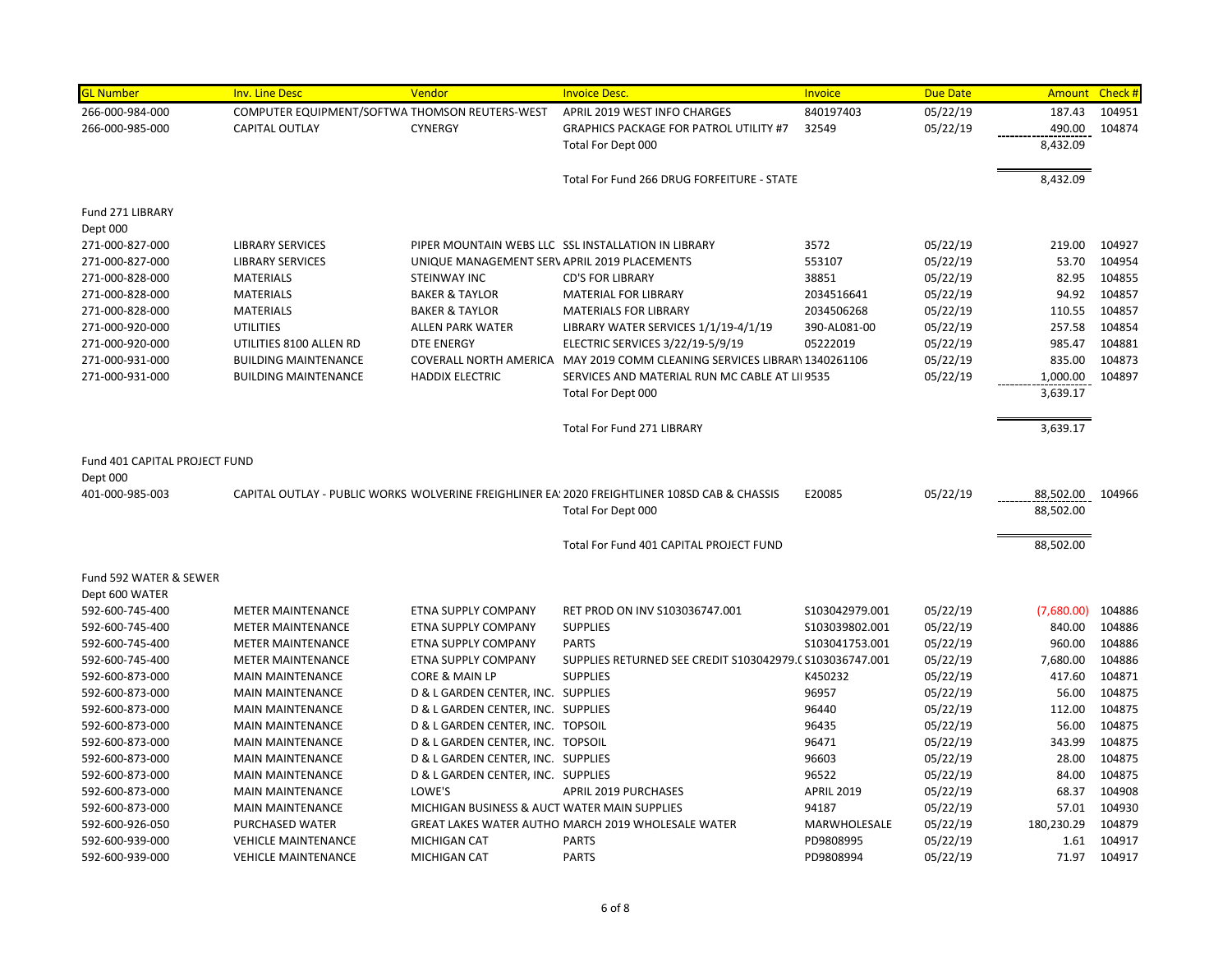| GL Number | Inv. Line Desc | Vendor | Invoice Desc. | Invoice | Due Date | Amount | Check # |
|---|---|---|---|---|---|---|---|
| 266-000-984-000 | COMPUTER EQUIPMENT/SOFTWA | THOMSON REUTERS-WEST | APRIL 2019 WEST INFO CHARGES | 840197403 | 05/22/19 | 187.43 | 104951 |
| 266-000-985-000 | CAPITAL OUTLAY | CYNERGY | GRAPHICS PACKAGE FOR PATROL UTILITY #7 | 32549 | 05/22/19 | 490.00 | 104874 |
| | | | Total For Dept 000 | | | 8,432.09 | |
| | | | Total For Fund 266 DRUG FORFEITURE - STATE | | | 8,432.09 | |
| Fund 271 LIBRARY | | | | | | | |
| Dept 000 | | | | | | | |
| 271-000-827-000 | LIBRARY SERVICES | PIPER MOUNTAIN WEBS LLC | SSL INSTALLATION IN LIBRARY | 3572 | 05/22/19 | 219.00 | 104927 |
| 271-000-827-000 | LIBRARY SERVICES | UNIQUE MANAGEMENT SERV | APRIL 2019 PLACEMENTS | 553107 | 05/22/19 | 53.70 | 104954 |
| 271-000-828-000 | MATERIALS | STEINWAY INC | CD'S FOR LIBRARY | 38851 | 05/22/19 | 82.95 | 104855 |
| 271-000-828-000 | MATERIALS | BAKER & TAYLOR | MATERIAL FOR LIBRARY | 2034516641 | 05/22/19 | 94.92 | 104857 |
| 271-000-828-000 | MATERIALS | BAKER & TAYLOR | MATERIALS FOR LIBRARY | 2034506268 | 05/22/19 | 110.55 | 104857 |
| 271-000-920-000 | UTILITIES | ALLEN PARK WATER | LIBRARY WATER SERVICES 1/1/19-4/1/19 | 390-AL081-00 | 05/22/19 | 257.58 | 104854 |
| 271-000-920-000 | UTILITIES 8100 ALLEN RD | DTE ENERGY | ELECTRIC SERVICES 3/22/19-5/9/19 | 05222019 | 05/22/19 | 985.47 | 104881 |
| 271-000-931-000 | BUILDING MAINTENANCE | COVERALL NORTH AMERICA | MAY 2019 COMM CLEANING SERVICES LIBRARY | 1340261106 | 05/22/19 | 835.00 | 104873 |
| 271-000-931-000 | BUILDING MAINTENANCE | HADDIX ELECTRIC | SERVICES AND MATERIAL RUN MC CABLE AT LII | 9535 | 05/22/19 | 1,000.00 | 104897 |
| | | | Total For Dept 000 | | | 3,639.17 | |
| | | | Total For Fund 271 LIBRARY | | | 3,639.17 | |
| Fund 401 CAPITAL PROJECT FUND | | | | | | | |
| Dept 000 | | | | | | | |
| 401-000-985-003 | CAPITAL OUTLAY - PUBLIC WORKS | WOLVERINE FREIGHLINER EA | 2020 FREIGHTLINER 108SD CAB & CHASSIS | E20085 | 05/22/19 | 88,502.00 | 104966 |
| | | | Total For Dept 000 | | | 88,502.00 | |
| | | | Total For Fund 401 CAPITAL PROJECT FUND | | | 88,502.00 | |
| Fund 592 WATER & SEWER | | | | | | | |
| Dept 600 WATER | | | | | | | |
| 592-600-745-400 | METER MAINTENANCE | ETNA SUPPLY COMPANY | RET PROD ON INV S103036747.001 | S103042979.001 | 05/22/19 | (7,680.00) | 104886 |
| 592-600-745-400 | METER MAINTENANCE | ETNA SUPPLY COMPANY | SUPPLIES | S103039802.001 | 05/22/19 | 840.00 | 104886 |
| 592-600-745-400 | METER MAINTENANCE | ETNA SUPPLY COMPANY | PARTS | S103041753.001 | 05/22/19 | 960.00 | 104886 |
| 592-600-745-400 | METER MAINTENANCE | ETNA SUPPLY COMPANY | SUPPLIES RETURNED SEE CREDIT S103042979.( | S103036747.001 | 05/22/19 | 7,680.00 | 104886 |
| 592-600-873-000 | MAIN MAINTENANCE | CORE & MAIN LP | SUPPLIES | K450232 | 05/22/19 | 417.60 | 104871 |
| 592-600-873-000 | MAIN MAINTENANCE | D & L GARDEN CENTER, INC. | SUPPLIES | 96957 | 05/22/19 | 56.00 | 104875 |
| 592-600-873-000 | MAIN MAINTENANCE | D & L GARDEN CENTER, INC. | SUPPLIES | 96440 | 05/22/19 | 112.00 | 104875 |
| 592-600-873-000 | MAIN MAINTENANCE | D & L GARDEN CENTER, INC. | TOPSOIL | 96435 | 05/22/19 | 56.00 | 104875 |
| 592-600-873-000 | MAIN MAINTENANCE | D & L GARDEN CENTER, INC. | TOPSOIL | 96471 | 05/22/19 | 343.99 | 104875 |
| 592-600-873-000 | MAIN MAINTENANCE | D & L GARDEN CENTER, INC. | SUPPLIES | 96603 | 05/22/19 | 28.00 | 104875 |
| 592-600-873-000 | MAIN MAINTENANCE | D & L GARDEN CENTER, INC. | SUPPLIES | 96522 | 05/22/19 | 84.00 | 104875 |
| 592-600-873-000 | MAIN MAINTENANCE | LOWE'S | APRIL 2019 PURCHASES | APRIL 2019 | 05/22/19 | 68.37 | 104908 |
| 592-600-873-000 | MAIN MAINTENANCE | MICHIGAN BUSINESS & AUCT | WATER MAIN SUPPLIES | 94187 | 05/22/19 | 57.01 | 104930 |
| 592-600-926-050 | PURCHASED WATER | GREAT LAKES WATER AUTHO | MARCH 2019 WHOLESALE WATER | MARWHOLESALE | 05/22/19 | 180,230.29 | 104879 |
| 592-600-939-000 | VEHICLE MAINTENANCE | MICHIGAN CAT | PARTS | PD9808995 | 05/22/19 | 1.61 | 104917 |
| 592-600-939-000 | VEHICLE MAINTENANCE | MICHIGAN CAT | PARTS | PD9808994 | 05/22/19 | 71.97 | 104917 |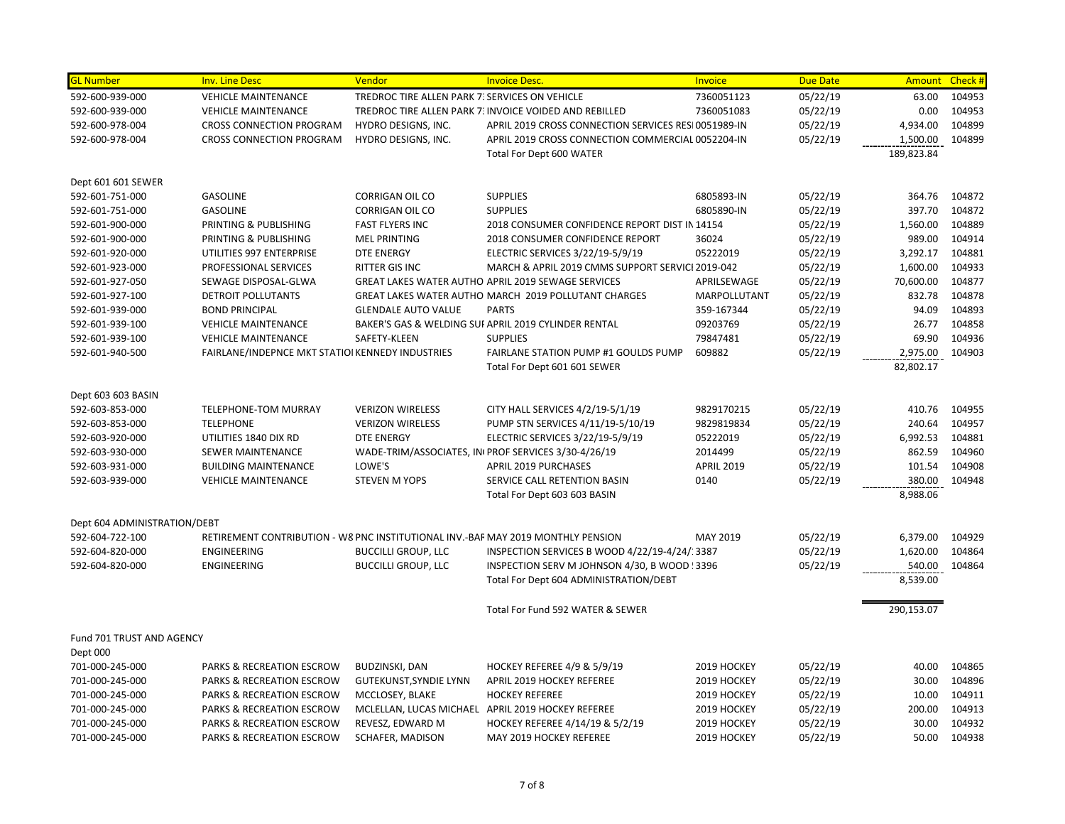| GL Number | Inv. Line Desc | Vendor | Invoice Desc. | Invoice | Due Date | Amount | Check # |
|---|---|---|---|---|---|---|---|
| 592-600-939-000 | VEHICLE MAINTENANCE | TREDROC TIRE ALLEN PARK 7: | SERVICES ON VEHICLE | 7360051123 | 05/22/19 | 63.00 | 104953 |
| 592-600-939-000 | VEHICLE MAINTENANCE | TREDROC TIRE ALLEN PARK 7: | INVOICE VOIDED AND REBILLED | 7360051083 | 05/22/19 | 0.00 | 104953 |
| 592-600-978-004 | CROSS CONNECTION PROGRAM | HYDRO DESIGNS, INC. | APRIL 2019 CROSS CONNECTION SERVICES RESI | 0051989-IN | 05/22/19 | 4,934.00 | 104899 |
| 592-600-978-004 | CROSS CONNECTION PROGRAM | HYDRO DESIGNS, INC. | APRIL 2019 CROSS CONNECTION COMMERCIAL | 0052204-IN | 05/22/19 | 1,500.00 | 104899 |
| | | | Total For Dept 600 WATER | | | 189,823.84 | |
| Dept 601 601 SEWER | | | | | | | |
| 592-601-751-000 | GASOLINE | CORRIGAN OIL CO | SUPPLIES | 6805893-IN | 05/22/19 | 364.76 | 104872 |
| 592-601-751-000 | GASOLINE | CORRIGAN OIL CO | SUPPLIES | 6805890-IN | 05/22/19 | 397.70 | 104872 |
| 592-601-900-000 | PRINTING & PUBLISHING | FAST FLYERS INC | 2018 CONSUMER CONFIDENCE REPORT DIST IN | 14154 | 05/22/19 | 1,560.00 | 104889 |
| 592-601-900-000 | PRINTING & PUBLISHING | MEL PRINTING | 2018 CONSUMER CONFIDENCE REPORT | 36024 | 05/22/19 | 989.00 | 104914 |
| 592-601-920-000 | UTILITIES 997 ENTERPRISE | DTE ENERGY | ELECTRIC SERVICES 3/22/19-5/9/19 | 05222019 | 05/22/19 | 3,292.17 | 104881 |
| 592-601-923-000 | PROFESSIONAL SERVICES | RITTER GIS INC | MARCH & APRIL 2019 CMMS SUPPORT SERVICI | 2019-042 | 05/22/19 | 1,600.00 | 104933 |
| 592-601-927-050 | SEWAGE DISPOSAL-GLWA | GREAT LAKES WATER AUTHO | APRIL 2019 SEWAGE SERVICES | APRILSEWAGE | 05/22/19 | 70,600.00 | 104877 |
| 592-601-927-100 | DETROIT POLLUTANTS | GREAT LAKES WATER AUTHO | MARCH 2019 POLLUTANT CHARGES | MARPOLLUTANT | 05/22/19 | 832.78 | 104878 |
| 592-601-939-000 | BOND PRINCIPAL | GLENDALE AUTO VALUE | PARTS | 359-167344 | 05/22/19 | 94.09 | 104893 |
| 592-601-939-100 | VEHICLE MAINTENANCE | BAKER'S GAS & WELDING SUI | APRIL 2019 CYLINDER RENTAL | 09203769 | 05/22/19 | 26.77 | 104858 |
| 592-601-939-100 | VEHICLE MAINTENANCE | SAFETY-KLEEN | SUPPLIES | 79847481 | 05/22/19 | 69.90 | 104936 |
| 592-601-940-500 | FAIRLANE/INDEPNCE MKT STATIO | KENNEDY INDUSTRIES | FAIRLANE STATION PUMP #1 GOULDS PUMP | 609882 | 05/22/19 | 2,975.00 | 104903 |
| | | | Total For Dept 601 601 SEWER | | | 82,802.17 | |
| Dept 603 603 BASIN | | | | | | | |
| 592-603-853-000 | TELEPHONE-TOM MURRAY | VERIZON WIRELESS | CITY HALL SERVICES 4/2/19-5/1/19 | 9829170215 | 05/22/19 | 410.76 | 104955 |
| 592-603-853-000 | TELEPHONE | VERIZON WIRELESS | PUMP STN SERVICES 4/11/19-5/10/19 | 9829819834 | 05/22/19 | 240.64 | 104957 |
| 592-603-920-000 | UTILITIES 1840 DIX RD | DTE ENERGY | ELECTRIC SERVICES 3/22/19-5/9/19 | 05222019 | 05/22/19 | 6,992.53 | 104881 |
| 592-603-930-000 | SEWER MAINTENANCE | WADE-TRIM/ASSOCIATES, IN | PROF SERVICES 3/30-4/26/19 | 2014499 | 05/22/19 | 862.59 | 104960 |
| 592-603-931-000 | BUILDING MAINTENANCE | LOWE'S | APRIL 2019 PURCHASES | APRIL 2019 | 05/22/19 | 101.54 | 104908 |
| 592-603-939-000 | VEHICLE MAINTENANCE | STEVEN M YOPS | SERVICE CALL RETENTION BASIN | 0140 | 05/22/19 | 380.00 | 104948 |
| | | | Total For Dept 603 603 BASIN | | | 8,988.06 | |
| Dept 604 ADMINISTRATION/DEBT | | | | | | | |
| 592-604-722-100 | RETIREMENT CONTRIBUTION - W8 | PNC INSTITUTIONAL INV.-BAI | MAY 2019 MONTHLY PENSION | MAY 2019 | 05/22/19 | 6,379.00 | 104929 |
| 592-604-820-000 | ENGINEERING | BUCCILLI GROUP, LLC | INSPECTION SERVICES B WOOD 4/22/19-4/24/ | 3387 | 05/22/19 | 1,620.00 | 104864 |
| 592-604-820-000 | ENGINEERING | BUCCILLI GROUP, LLC | INSPECTION SERV M JOHNSON 4/30, B WOOD | 3396 | 05/22/19 | 540.00 | 104864 |
| | | | Total For Dept 604 ADMINISTRATION/DEBT | | | 8,539.00 | |
| | | | Total For Fund 592 WATER & SEWER | | | 290,153.07 | |
| Fund 701 TRUST AND AGENCY | | | | | | | |
| Dept 000 | | | | | | | |
| 701-000-245-000 | PARKS & RECREATION ESCROW | BUDZINSKI, DAN | HOCKEY REFEREE 4/9 & 5/9/19 | 2019 HOCKEY | 05/22/19 | 40.00 | 104865 |
| 701-000-245-000 | PARKS & RECREATION ESCROW | GUTEKUNST,SYNDIE LYNN | APRIL 2019 HOCKEY REFEREE | 2019 HOCKEY | 05/22/19 | 30.00 | 104896 |
| 701-000-245-000 | PARKS & RECREATION ESCROW | MCCLOSEY, BLAKE | HOCKEY REFEREE | 2019 HOCKEY | 05/22/19 | 10.00 | 104911 |
| 701-000-245-000 | PARKS & RECREATION ESCROW | MCLELLAN, LUCAS MICHAEL | APRIL 2019 HOCKEY REFEREE | 2019 HOCKEY | 05/22/19 | 200.00 | 104913 |
| 701-000-245-000 | PARKS & RECREATION ESCROW | REVESZ, EDWARD M | HOCKEY REFEREE 4/14/19 & 5/2/19 | 2019 HOCKEY | 05/22/19 | 30.00 | 104932 |
| 701-000-245-000 | PARKS & RECREATION ESCROW | SCHAFER, MADISON | MAY 2019 HOCKEY REFEREE | 2019 HOCKEY | 05/22/19 | 50.00 | 104938 |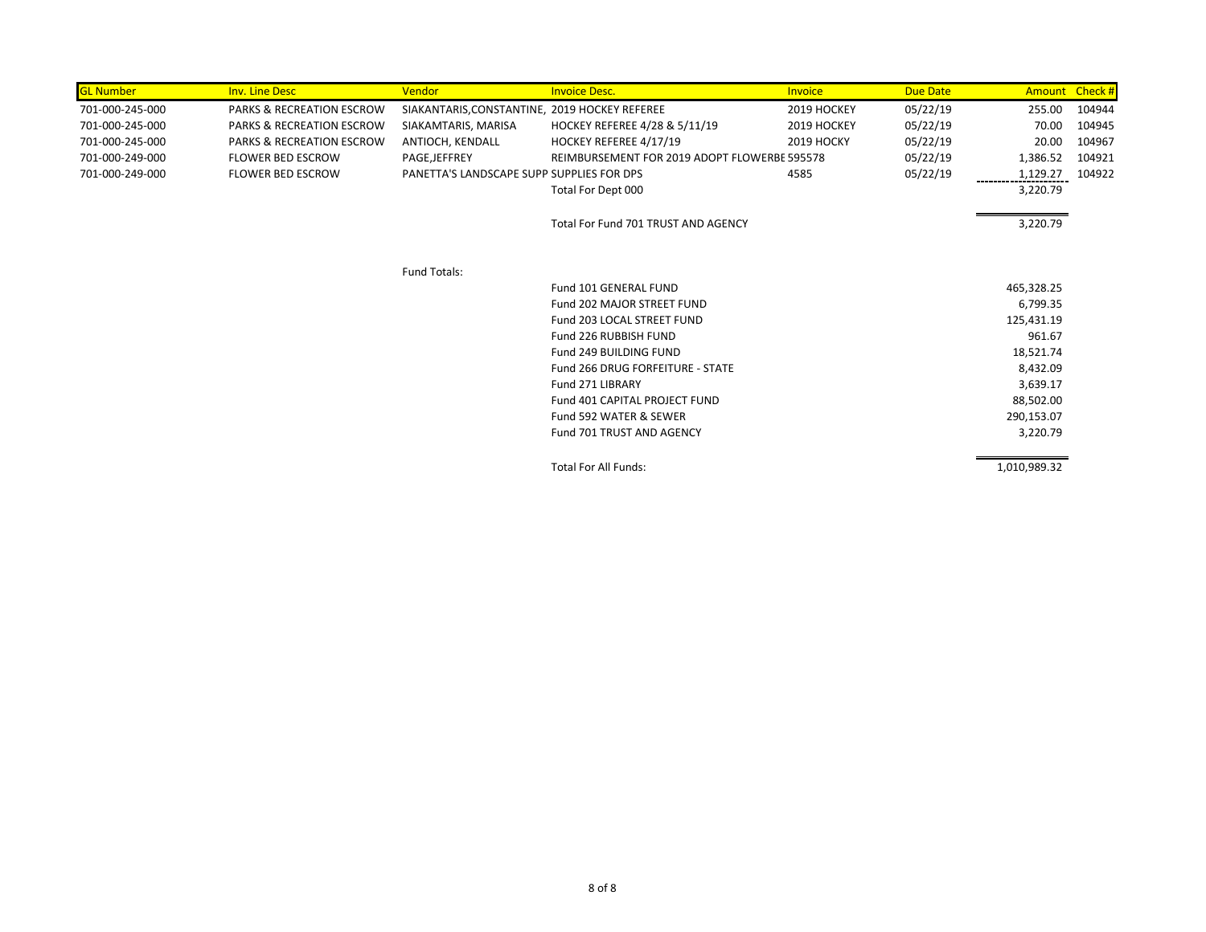| GL Number | Inv. Line Desc | Vendor | Invoice Desc. | Invoice | Due Date | Amount | Check # |
|---|---|---|---|---|---|---|---|
| 701-000-245-000 | PARKS & RECREATION ESCROW | SIAKANTARIS,CONSTANTINE, | 2019 HOCKEY REFEREE | 2019 HOCKEY | 05/22/19 | 255.00 | 104944 |
| 701-000-245-000 | PARKS & RECREATION ESCROW | SIAKAMTARIS, MARISA | HOCKEY REFEREE 4/28 & 5/11/19 | 2019 HOCKEY | 05/22/19 | 70.00 | 104945 |
| 701-000-245-000 | PARKS & RECREATION ESCROW | ANTIOCH, KENDALL | HOCKEY REFEREE 4/17/19 | 2019 HOCKY | 05/22/19 | 20.00 | 104967 |
| 701-000-249-000 | FLOWER BED ESCROW | PAGE,JEFFREY | REIMBURSEMENT FOR 2019 ADOPT FLOWERBE | 595578 | 05/22/19 | 1,386.52 | 104921 |
| 701-000-249-000 | FLOWER BED ESCROW | PANETTA'S LANDSCAPE SUPP | SUPPLIES FOR DPS | 4585 | 05/22/19 | 1,129.27 | 104922 |
| | | | Total For Dept 000 | | | 3,220.79 | |
| | | | Total For Fund 701 TRUST AND AGENCY | | | 3,220.79 | |

Fund Totals:

| | |
|---|---|
| Fund 101 GENERAL FUND | 465,328.25 |
| Fund 202 MAJOR STREET FUND | 6,799.35 |
| Fund 203 LOCAL STREET FUND | 125,431.19 |
| Fund 226 RUBBISH FUND | 961.67 |
| Fund 249 BUILDING FUND | 18,521.74 |
| Fund 266 DRUG FORFEITURE - STATE | 8,432.09 |
| Fund 271 LIBRARY | 3,639.17 |
| Fund 401 CAPITAL PROJECT FUND | 88,502.00 |
| Fund 592 WATER & SEWER | 290,153.07 |
| Fund 701 TRUST AND AGENCY | 3,220.79 |
| Total For All Funds: | 1,010,989.32 |